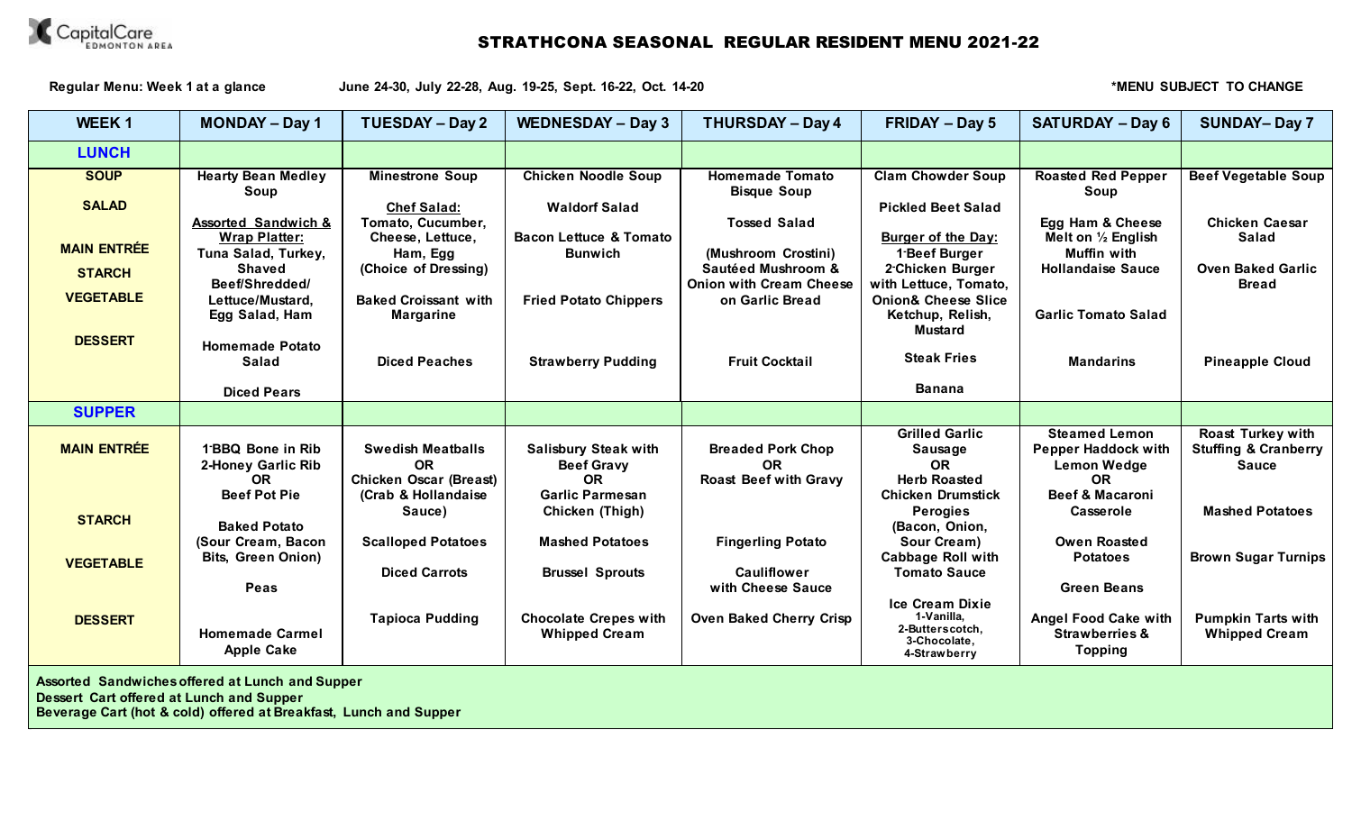CapitalCare EDMONTON AREA

# STRATHCONA SEASONAL REGULAR RESIDENT MENU 2021-22

**Regular Menu: Week 1 at a glance** June 24-30, July 22-28, Aug. 19-25, Sept. 16-22, Oct. 14-20 *MENU SUBJECT TO CHANGE

| WEEK 1 | MONDAY – Day 1 | TUESDAY – Day 2 | WEDNESDAY – Day 3 | THURSDAY – Day 4 | FRIDAY – Day 5 | SATURDAY – Day 6 | SUNDAY– Day 7 |
|---|---|---|---|---|---|---|---|
| **LUNCH** | | | | | | | |
| **SOUP** | Hearty Bean Medley Soup | Minestrone Soup | Chicken Noodle Soup | Homemade Tomato Bisque Soup | Clam Chowder Soup | Roasted Red Pepper Soup | Beef Vegetable Soup |
| **SALAD** | | Chef Salad: Tomato, Cucumber, Cheese, Lettuce, Ham, Egg (Choice of Dressing) | Waldorf Salad | Tossed Salad | Pickled Beet Salad | | |
| **MAIN ENTRÉE** | Assorted Sandwich & Wrap Platter: Tuna Salad, Turkey, Shaved Beef/Shredded/ Lettuce/Mustard, Egg Salad, Ham | | Bacon Lettuce & Tomato Bunwich | (Mushroom Crostini) Sautéed Mushroom & Onion with Cream Cheese on Garlic Bread | Burger of the Day: 1-Beef Burger 2-Chicken Burger with Lettuce, Tomato, Onion& Cheese Slice Ketchup, Relish, Mustard | Egg Ham & Cheese Melt on ½ English Muffin with Hollandaise Sauce | Chicken Caesar Salad |
| **STARCH** | | Baked Croissant with Margarine | Fried Potato Chippers | | | | Oven Baked Garlic Bread |
| **VEGETABLE** | Homemade Potato Salad | | | | Steak Fries | Garlic Tomato Salad | |
| **DESSERT** | Diced Pears | Diced Peaches | Strawberry Pudding | Fruit Cocktail | Banana | Mandarins | Pineapple Cloud |
| **SUPPER** | | | | | | | |
| **MAIN ENTRÉE** | 1-BBQ Bone in Rib 2-Honey Garlic Rib OR Beef Pot Pie | Swedish Meatballs OR Chicken Oscar (Breast) (Crab & Hollandaise Sauce) | Salisbury Steak with Beef Gravy OR Garlic Parmesan Chicken (Thigh) | Breaded Pork Chop OR Roast Beef with Gravy | Grilled Garlic Sausage OR Herb Roasted Chicken Drumstick | Steamed Lemon Pepper Haddock with Lemon Wedge OR Beef & Macaroni Casserole | Roast Turkey with Stuffing & Cranberry Sauce |
| **STARCH** | Baked Potato (Sour Cream, Bacon Bits, Green Onion) | Scalloped Potatoes | Mashed Potatoes | Fingerling Potato | Perogies (Bacon, Onion, Sour Cream) | Owen Roasted Potatoes | Mashed Potatoes |
| **VEGETABLE** | Peas | Diced Carrots | Brussel Sprouts | Cauliflower with Cheese Sauce | Cabbage Roll with Tomato Sauce | Green Beans | Brown Sugar Turnips |
| **DESSERT** | Homemade Carmel Apple Cake | Tapioca Pudding | Chocolate Crepes with Whipped Cream | Oven Baked Cherry Crisp | Ice Cream Dixie 1-Vanilla, 2-Butterscotch, 3-Chocolate, 4-Strawberry | Angel Food Cake with Strawberries & Topping | Pumpkin Tarts with Whipped Cream |

**Assorted Sandwiches offered at Lunch and Supper**
**Dessert Cart offered at Lunch and Supper**
**Beverage Cart (hot & cold) offered at Breakfast, Lunch and Supper**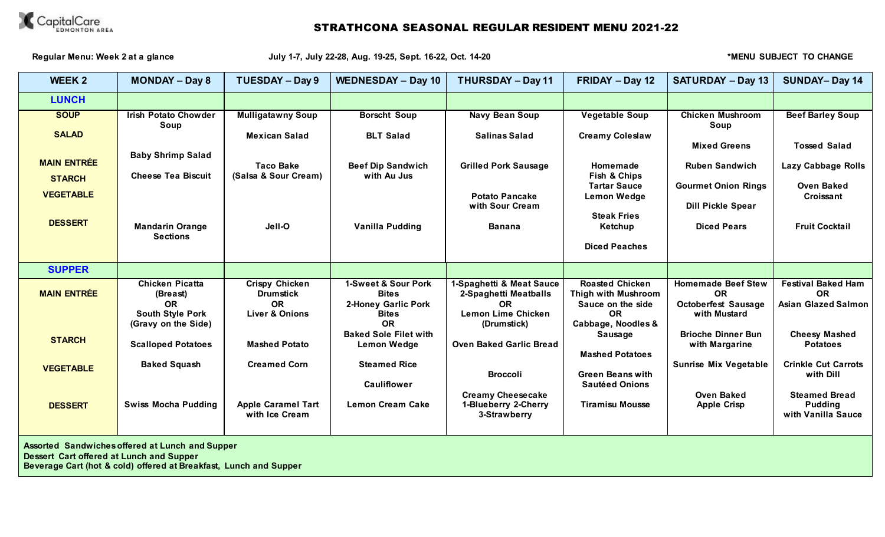CapitalCare EDMONTON AREA

# STRATHCONA SEASONAL REGULAR RESIDENT MENU 2021-22

**Regular Menu: Week 2 at a glance** | **July 1-7, July 22-28, Aug. 19-25, Sept. 16-22, Oct. 14-20** | ***MENU SUBJECT TO CHANGE**

| WEEK 2 | MONDAY – Day 8 | TUESDAY – Day 9 | WEDNESDAY – Day 10 | THURSDAY – Day 11 | FRIDAY – Day 12 | SATURDAY – Day 13 | SUNDAY– Day 14 |
|---|---|---|---|---|---|---|---|
| **LUNCH** | | | | | | | |
| SOUP | Irish Potato Chowder Soup | Mulligatawny Soup | Borscht Soup | Navy Bean Soup | Vegetable Soup | Chicken Mushroom Soup | Beef Barley Soup |
| SALAD | Baby Shrimp Salad | Mexican Salad | BLT Salad | Salinas Salad | Creamy Coleslaw | Mixed Greens | Tossed Salad |
| MAIN ENTRÉE | | Taco Bake (Salsa & Sour Cream) | Beef Dip Sandwich with Au Jus | Grilled Pork Sausage | Homemade Fish & Chips Tartar Sauce Lemon Wedge | Ruben Sandwich | Lazy Cabbage Rolls |
| STARCH | Cheese Tea Biscuit | | | Potato Pancake with Sour Cream | Steak Fries Ketchup | Gourmet Onion Rings | Oven Baked Croissant |
| VEGETABLE | | | | | | Dill Pickle Spear | |
| DESSERT | Mandarin Orange Sections | Jell-O | Vanilla Pudding | Banana | Diced Peaches | Diced Pears | Fruit Cocktail |
| **SUPPER** | | | | | | | |
| MAIN ENTRÉE | Chicken Picatta (Breast) OR South Style Pork (Gravy on the Side) | Crispy Chicken Drumstick OR Liver & Onions | 1-Sweet & Sour Pork Bites 2-Honey Garlic Pork Bites OR Baked Sole Filet with Lemon Wedge | 1-Spaghetti & Meat Sauce 2-Spaghetti Meatballs OR Lemon Lime Chicken (Drumstick) | Roasted Chicken Thigh with Mushroom Sauce on the side OR Cabbage, Noodles & Sausage | Homemade Beef Stew OR Octoberfest Sausage with Mustard | Festival Baked Ham OR Asian Glazed Salmon |
| STARCH | Scalloped Potatoes | Mashed Potato | Steamed Rice | Oven Baked Garlic Bread | Mashed Potatoes | Brioche Dinner Bun with Margarine | Cheesy Mashed Potatoes |
| VEGETABLE | Baked Squash | Creamed Corn | Cauliflower | Broccoli | Green Beans with Sautéed Onions | Sunrise Mix Vegetable | Crinkle Cut Carrots with Dill |
| DESSERT | Swiss Mocha Pudding | Apple Caramel Tart with Ice Cream | Lemon Cream Cake | Creamy Cheesecake 1-Blueberry 2-Cherry 3-Strawberry | Tiramisu Mousse | Oven Baked Apple Crisp | Steamed Bread Pudding with Vanilla Sauce |

**Assorted Sandwiches offered at Lunch and Supper**
**Dessert Cart offered at Lunch and Supper**
**Beverage Cart (hot & cold) offered at Breakfast, Lunch and Supper**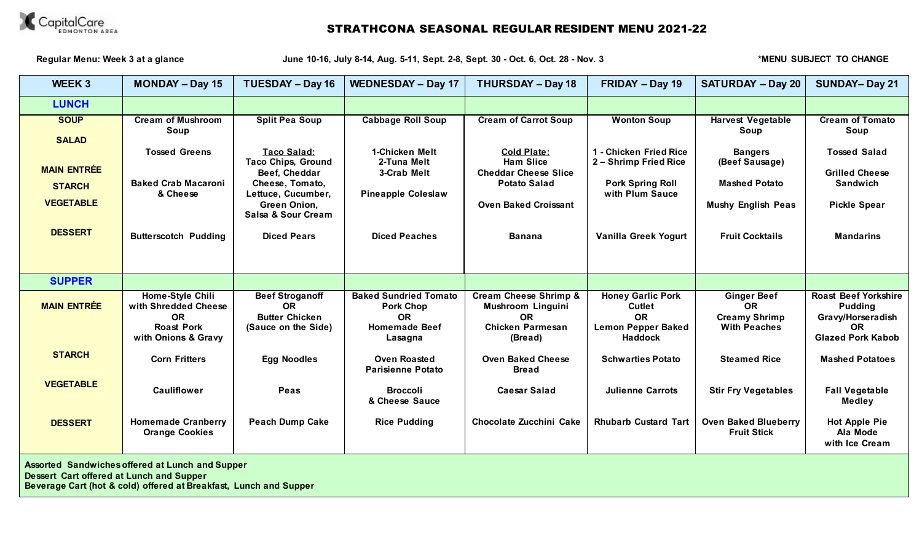CapitalCare EDMONTON AREA

# STRATHCONA SEASONAL REGULAR RESIDENT MENU 2021-22

**Regular Menu: Week 3 at a glance** &nbsp;&nbsp;&nbsp; **June 10-16, July 8-14, Aug. 5-11, Sept. 2-8, Sept. 30 - Oct. 6, Oct. 28 - Nov. 3** &nbsp;&nbsp;&nbsp; ***MENU SUBJECT TO CHANGE**

| WEEK 3 | MONDAY – Day 15 | TUESDAY – Day 16 | WEDNESDAY – Day 17 | THURSDAY – Day 18 | FRIDAY – Day 19 | SATURDAY – Day 20 | SUNDAY– Day 21 |
|---|---|---|---|---|---|---|---|
| **LUNCH** | | | | | | | |
| **SOUP** | Cream of Mushroom Soup | Split Pea Soup | Cabbage Roll Soup | Cream of Carrot Soup | Wonton Soup | Harvest Vegetable Soup | Cream of Tomato Soup |
| **SALAD** / **MAIN ENTRÉE** / **STARCH** / **VEGETABLE** | Tossed Greens<br>Baked Crab Macaroni & Cheese | <u>Taco Salad:</u> Taco Chips, Ground Beef, Cheddar Cheese, Tomato, Lettuce, Cucumber, Green Onion, Salsa & Sour Cream | 1-Chicken Melt<br>2-Tuna Melt<br>3-Crab Melt<br>Pineapple Coleslaw | <u>Cold Plate:</u> Ham Slice<br>Cheddar Cheese Slice<br>Potato Salad<br>Oven Baked Croissant | 1 - Chicken Fried Rice<br>2 – Shrimp Fried Rice<br>Pork Spring Roll with Plum Sauce | Bangers (Beef Sausage)<br>Mashed Potato<br>Mushy English Peas | Tossed Salad<br>Grilled Cheese Sandwich<br>Pickle Spear |
| **DESSERT** | Butterscotch Pudding | Diced Pears | Diced Peaches | Banana | Vanilla Greek Yogurt | Fruit Cocktails | Mandarins |
| **SUPPER** | | | | | | | |
| **MAIN ENTRÉE** | Home-Style Chili with Shredded Cheese<br>OR<br>Roast Pork with Onions & Gravy | Beef Stroganoff<br>OR<br>Butter Chicken (Sauce on the Side) | Baked Sundried Tomato Pork Chop<br>OR<br>Homemade Beef Lasagna | Cream Cheese Shrimp & Mushroom Linguini<br>OR<br>Chicken Parmesan (Bread) | Honey Garlic Pork Cutlet<br>OR<br>Lemon Pepper Baked Haddock | Ginger Beef<br>OR<br>Creamy Shrimp With Peaches | Roast Beef Yorkshire Pudding Gravy/Horseradish<br>OR<br>Glazed Pork Kabob |
| **STARCH** | Corn Fritters | Egg Noodles | Oven Roasted Parisienne Potato | Oven Baked Cheese Bread | Schwarties Potato | Steamed Rice | Mashed Potatoes |
| **VEGETABLE** | Cauliflower | Peas | Broccoli & Cheese Sauce | Caesar Salad | Julienne Carrots | Stir Fry Vegetables | Fall Vegetable Medley |
| **DESSERT** | Homemade Cranberry Orange Cookies | Peach Dump Cake | Rice Pudding | Chocolate Zucchini Cake | Rhubarb Custard Tart | Oven Baked Blueberry Fruit Stick | Hot Apple Pie Ala Mode with Ice Cream |

**Assorted Sandwiches offered at Lunch and Supper**
**Dessert Cart offered at Lunch and Supper**
**Beverage Cart (hot & cold) offered at Breakfast, Lunch and Supper**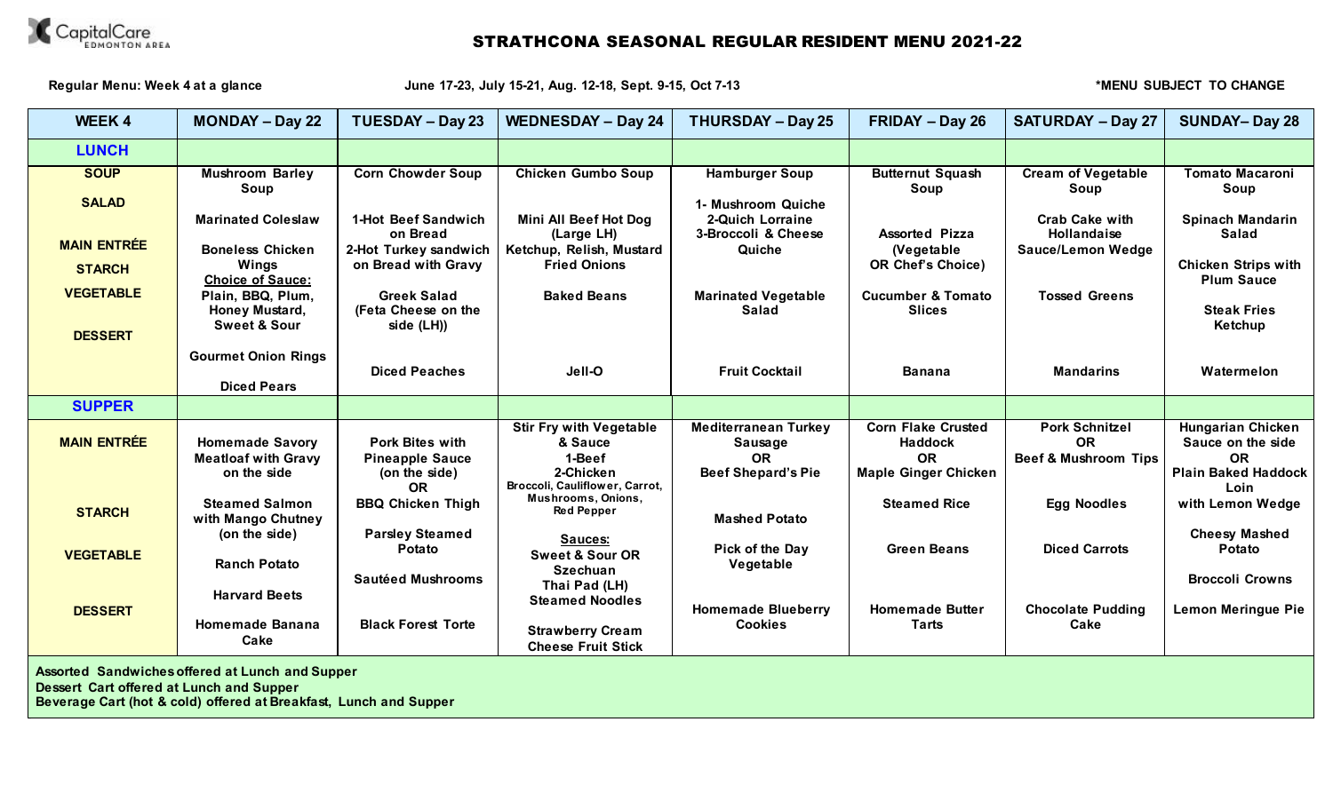CapitalCare EDMONTON AREA

# STRATHCONA SEASONAL REGULAR RESIDENT MENU 2021-22

Regular Menu: Week 4 at a glance    June 17-23, July 15-21, Aug. 12-18, Sept. 9-15, Oct 7-13    *MENU SUBJECT TO CHANGE

| WEEK 4 | MONDAY – Day 22 | TUESDAY – Day 23 | WEDNESDAY – Day 24 | THURSDAY – Day 25 | FRIDAY – Day 26 | SATURDAY – Day 27 | SUNDAY– Day 28 |
|---|---|---|---|---|---|---|---|
| **LUNCH** | | | | | | | |
| SOUP | Mushroom Barley Soup | Corn Chowder Soup | Chicken Gumbo Soup | Hamburger Soup | Butternut Squash Soup | Cream of Vegetable Soup | Tomato Macaroni Soup |
| SALAD | Marinated Coleslaw | | | | | | Spinach Mandarin Salad |
| MAIN ENTRÉE | Boneless Chicken Wings<br>Choice of Sauce:<br>Plain, BBQ, Plum, Honey Mustard, Sweet & Sour | 1-Hot Beef Sandwich on Bread<br>2-Hot Turkey sandwich on Bread with Gravy | Mini All Beef Hot Dog (Large LH)<br>Ketchup, Relish, Mustard<br>Fried Onions | 1- Mushroom Quiche<br>2-Quich Lorraine<br>3-Broccoli & Cheese Quiche | Assorted Pizza (Vegetable OR Chef's Choice) | Crab Cake with Hollandaise Sauce/Lemon Wedge | Chicken Strips with Plum Sauce |
| STARCH | | | | | | | Steak Fries<br>Ketchup |
| VEGETABLE | Gourmet Onion Rings | Greek Salad (Feta Cheese on the side (LH)) | Baked Beans | Marinated Vegetable Salad | Cucumber & Tomato Slices | Tossed Greens | |
| DESSERT | Diced Pears | Diced Peaches | Jell-O | Fruit Cocktail | Banana | Mandarins | Watermelon |
| **SUPPER** | | | | | | | |
| MAIN ENTRÉE | Homemade Savory Meatloaf with Gravy on the side<br>Steamed Salmon with Mango Chutney (on the side) | Pork Bites with Pineapple Sauce (on the side)<br>OR<br>BBQ Chicken Thigh | Stir Fry with Vegetable & Sauce<br>1-Beef<br>2-Chicken<br>Broccoli, Cauliflower, Carrot, Mushrooms, Onions, Red Pepper<br>Sauces:<br>Sweet & Sour OR Szechuan<br>Thai Pad (LH) | Mediterranean Turkey Sausage<br>OR<br>Beef Shepard's Pie | Corn Flake Crusted Haddock<br>OR<br>Maple Ginger Chicken | Pork Schnitzel<br>OR<br>Beef & Mushroom Tips | Hungarian Chicken Sauce on the side<br>OR<br>Plain Baked Haddock Loin with Lemon Wedge |
| STARCH | Ranch Potato | Parsley Steamed Potato | Steamed Noodles | Mashed Potato | Steamed Rice | Egg Noodles | Cheesy Mashed Potato |
| VEGETABLE | Harvard Beets | Sautéed Mushrooms | | Pick of the Day Vegetable | Green Beans | Diced Carrots | Broccoli Crowns |
| DESSERT | Homemade Banana Cake | Black Forest Torte | Strawberry Cream Cheese Fruit Stick | Homemade Blueberry Cookies | Homemade Butter Tarts | Chocolate Pudding Cake | Lemon Meringue Pie |

**Assorted Sandwiches offered at Lunch and Supper**
**Dessert Cart offered at Lunch and Supper**
**Beverage Cart (hot & cold) offered at Breakfast, Lunch and Supper**